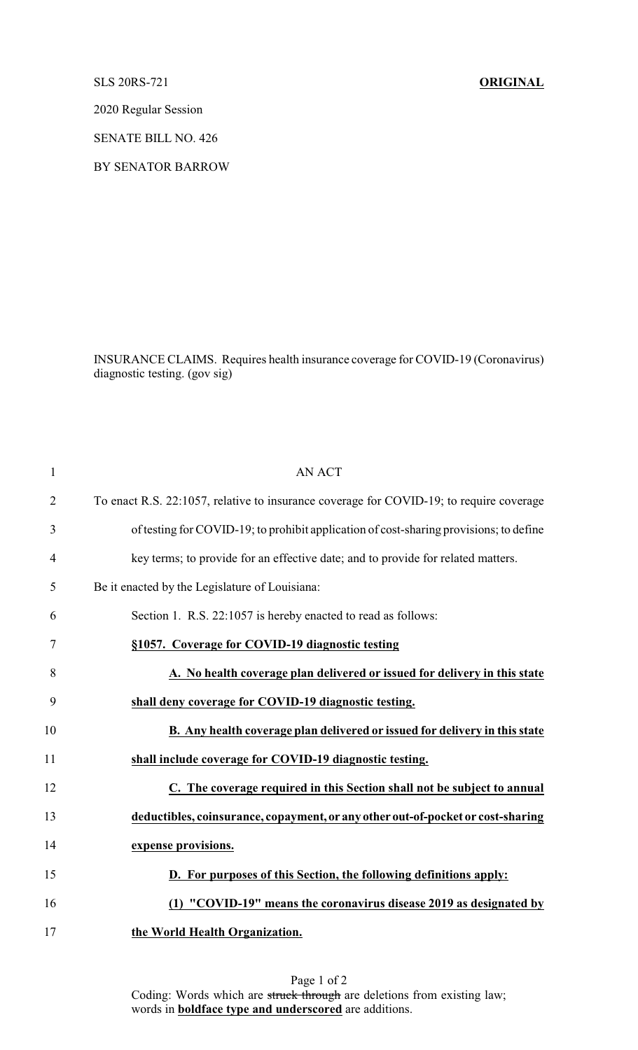SLS 20RS-721 **ORIGINAL**

2020 Regular Session

SENATE BILL NO. 426

BY SENATOR BARROW

INSURANCE CLAIMS. Requires health insurance coverage for COVID-19 (Coronavirus) diagnostic testing. (gov sig)

AN ACT

To enact R.S. 22:1057, relative to insurance coverage for COVID-19; to require coverage of testing for COVID-19; to prohibit application of cost-sharing provisions; to define key terms; to provide for an effective date; and to provide for related matters.

Be it enacted by the Legislature of Louisiana:

Section 1. R.S. 22:1057 is hereby enacted to read as follows:

**§1057. Coverage for COVID-19 diagnostic testing**

**A. No health coverage plan delivered or issued for delivery in this state shall deny coverage for COVID-19 diagnostic testing.**

**B. Any health coverage plan delivered or issued for delivery in this state shall include coverage for COVID-19 diagnostic testing.**

**C. The coverage required in this Section shall not be subject to annual deductibles, coinsurance, copayment, or any other out-of-pocket or cost-sharing expense provisions.**

**D. For purposes of this Section, the following definitions apply:**

**(1) "COVID-19" means the coronavirus disease 2019 as designated by the World Health Organization.**

Coding: Words which are ~~struck through~~ are deletions from existing law; words in **boldface type and underscored** are additions.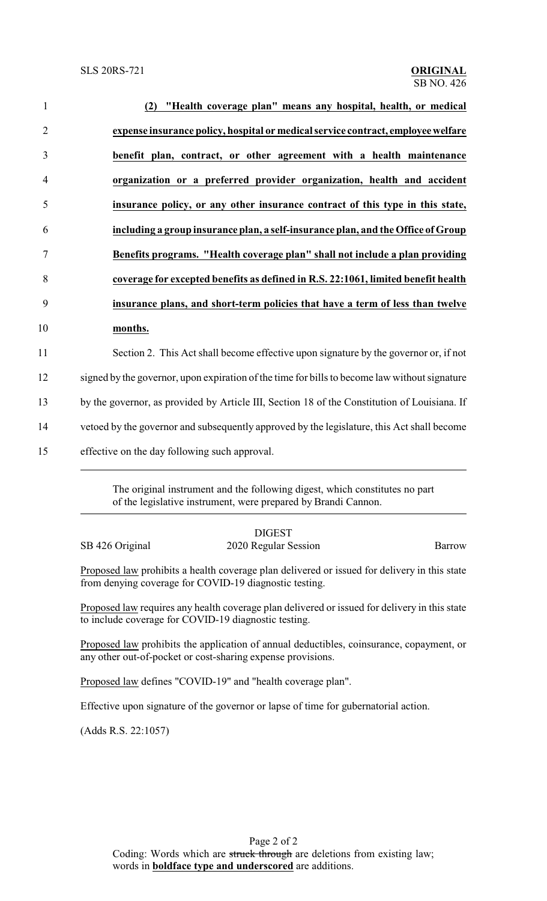1 **(2) "Health coverage plan" means any hospital, health, or medical**
2 **expense insurance policy, hospital or medical service contract, employee welfare**
3 **benefit plan, contract, or other agreement with a health maintenance**
4 **organization or a preferred provider organization, health and accident**
5 **insurance policy, or any other insurance contract of this type in this state,**
6 **including a group insurance plan, a self-insurance plan, and the Office of Group**
7 **Benefits programs. "Health coverage plan" shall not include a plan providing**
8 **coverage for excepted benefits as defined in R.S. 22:1061, limited benefit health**
9 **insurance plans, and short-term policies that have a term of less than twelve**
10 **months.**

11 Section 2. This Act shall become effective upon signature by the governor or, if not
12 signed by the governor, upon expiration of the time for bills to become law without signature
13 by the governor, as provided by Article III, Section 18 of the Constitution of Louisiana. If
14 vetoed by the governor and subsequently approved by the legislature, this Act shall become
15 effective on the day following such approval.

---

The original instrument and the following digest, which constitutes no part of the legislative instrument, were prepared by Brandi Cannon.

---

DIGEST

SB 426 Original — 2020 Regular Session — Barrow

Proposed law prohibits a health coverage plan delivered or issued for delivery in this state from denying coverage for COVID-19 diagnostic testing.

Proposed law requires any health coverage plan delivered or issued for delivery in this state to include coverage for COVID-19 diagnostic testing.

Proposed law prohibits the application of annual deductibles, coinsurance, copayment, or any other out-of-pocket or cost-sharing expense provisions.

Proposed law defines "COVID-19" and "health coverage plan".

Effective upon signature of the governor or lapse of time for gubernatorial action.

(Adds R.S. 22:1057)

Coding: Words which are ~~struck through~~ are deletions from existing law; words in **boldface type and underscored** are additions.